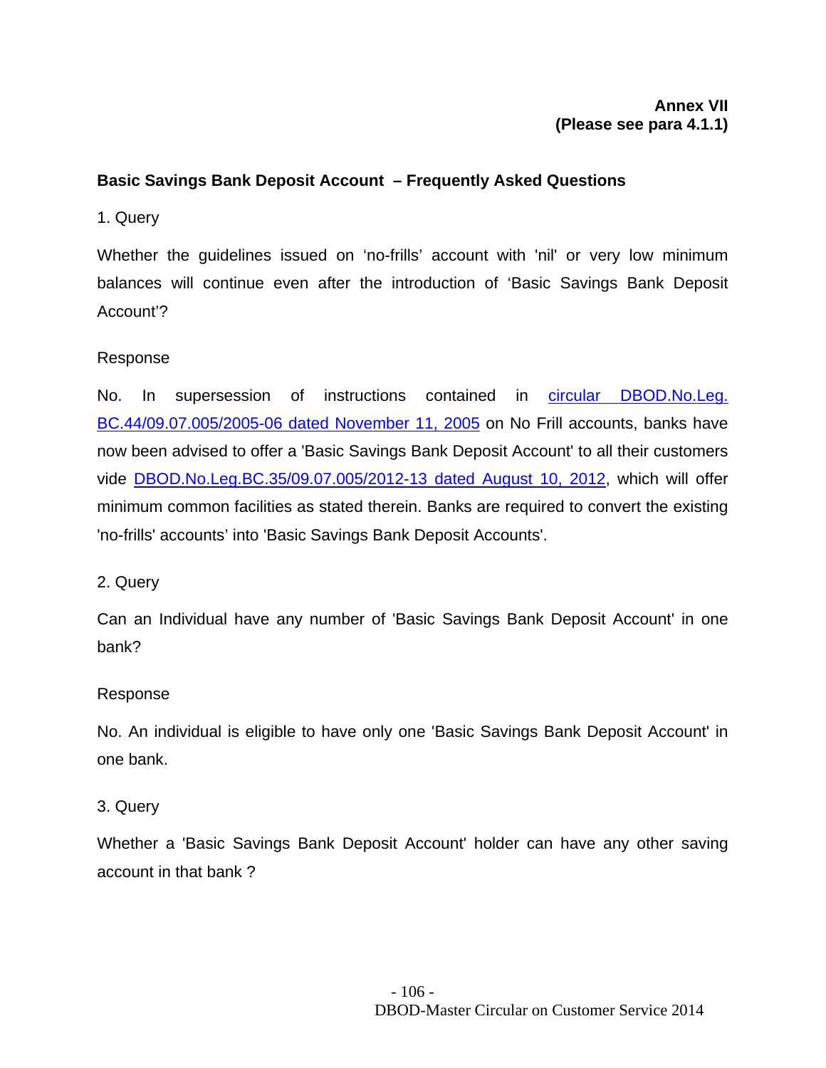**Annex VII**
**(Please see para 4.1.1)**

## Basic Savings Bank Deposit Account – Frequently Asked Questions

1. Query

Whether the guidelines issued on 'no-frills' account with 'nil' or very low minimum balances will continue even after the introduction of 'Basic Savings Bank Deposit Account'?

Response

No. In supersession of instructions contained in circular DBOD.No.Leg.BC.44/09.07.005/2005-06 dated November 11, 2005 on No Frill accounts, banks have now been advised to offer a 'Basic Savings Bank Deposit Account' to all their customers vide DBOD.No.Leg.BC.35/09.07.005/2012-13 dated August 10, 2012, which will offer minimum common facilities as stated therein. Banks are required to convert the existing 'no-frills' accounts' into 'Basic Savings Bank Deposit Accounts'.

2. Query

Can an Individual have any number of 'Basic Savings Bank Deposit Account' in one bank?

Response

No. An individual is eligible to have only one 'Basic Savings Bank Deposit Account' in one bank.

3. Query

Whether a 'Basic Savings Bank Deposit Account' holder can have any other saving account in that bank ?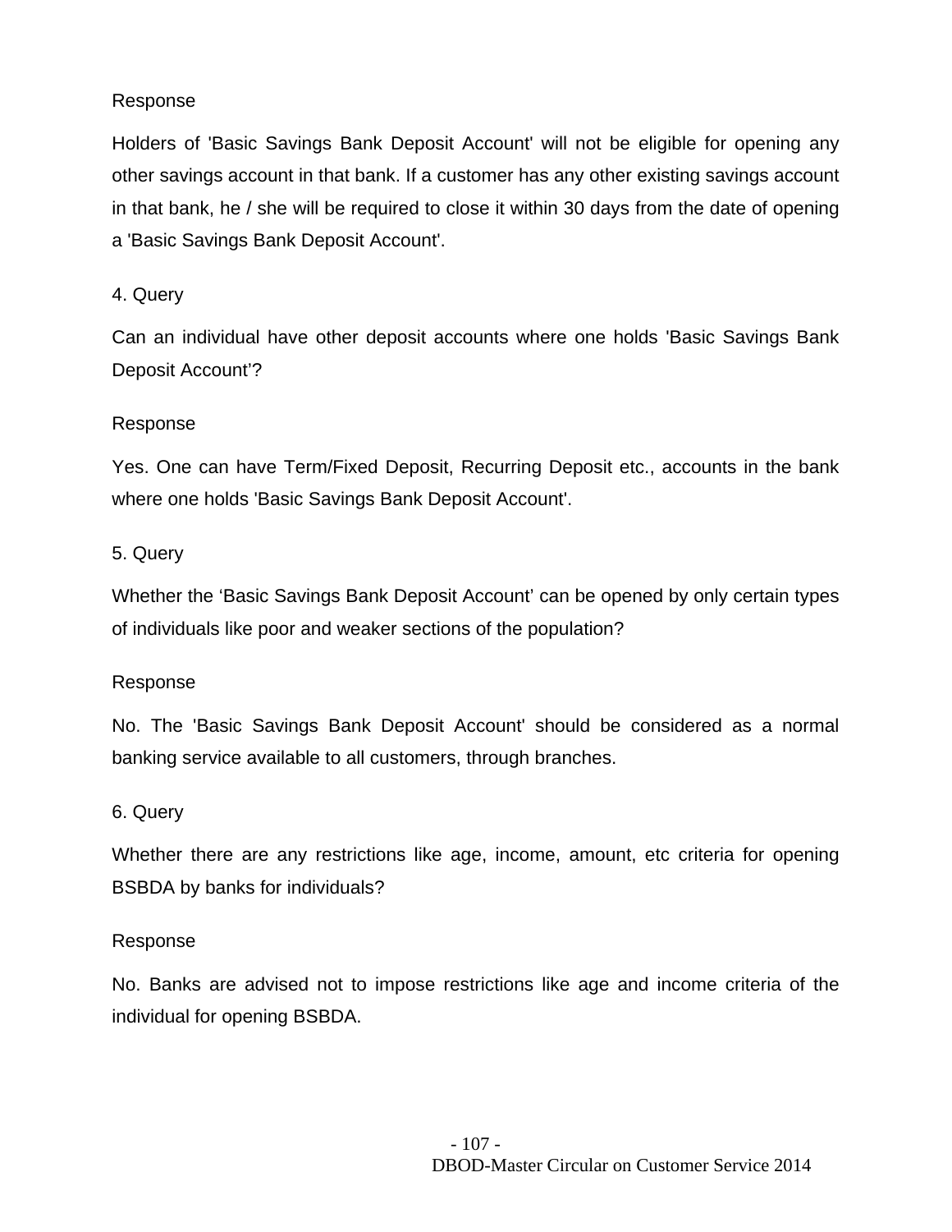Response

Holders of 'Basic Savings Bank Deposit Account' will not be eligible for opening any other savings account in that bank. If a customer has any other existing savings account in that bank, he / she will be required to close it within 30 days from the date of opening a 'Basic Savings Bank Deposit Account'.

4. Query

Can an individual have other deposit accounts where one holds 'Basic Savings Bank Deposit Account'?

Response

Yes. One can have Term/Fixed Deposit, Recurring Deposit etc., accounts in the bank where one holds 'Basic Savings Bank Deposit Account'.

5. Query

Whether the 'Basic Savings Bank Deposit Account' can be opened by only certain types of individuals like poor and weaker sections of the population?

Response

No. The 'Basic Savings Bank Deposit Account' should be considered as a normal banking service available to all customers, through branches.

6. Query

Whether there are any restrictions like age, income, amount, etc criteria for opening BSBDA by banks for individuals?

Response

No. Banks are advised not to impose restrictions like age and income criteria of the individual for opening BSBDA.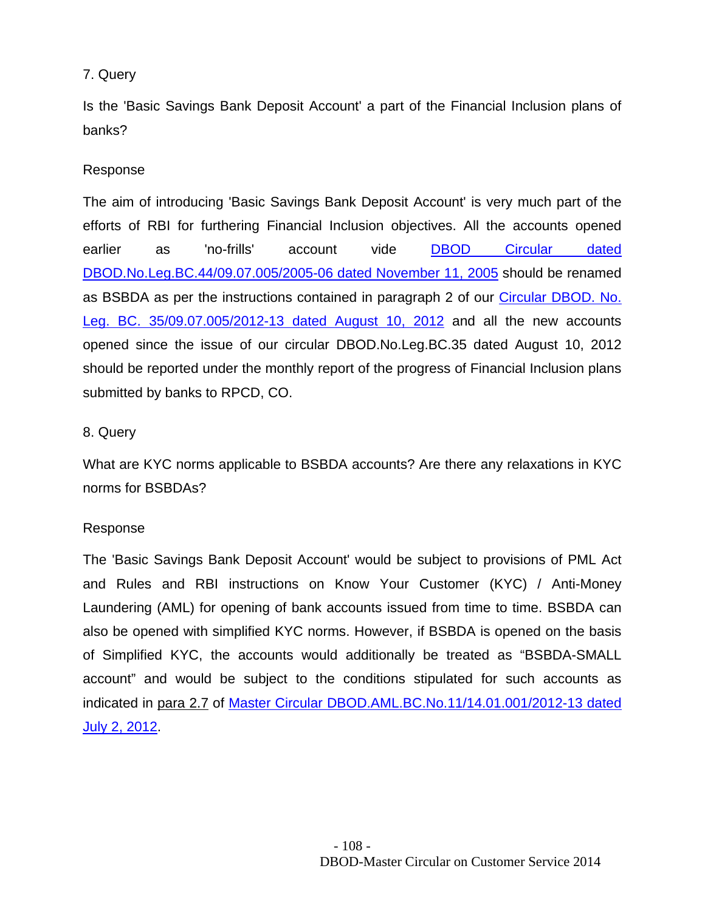7. Query

Is the 'Basic Savings Bank Deposit Account' a part of the Financial Inclusion plans of banks?

Response

The aim of introducing 'Basic Savings Bank Deposit Account' is very much part of the efforts of RBI for furthering Financial Inclusion objectives. All the accounts opened earlier as 'no-frills' account vide DBOD Circular dated DBOD.No.Leg.BC.44/09.07.005/2005-06 dated November 11, 2005 should be renamed as BSBDA as per the instructions contained in paragraph 2 of our Circular DBOD. No. Leg. BC. 35/09.07.005/2012-13 dated August 10, 2012 and all the new accounts opened since the issue of our circular DBOD.No.Leg.BC.35 dated August 10, 2012 should be reported under the monthly report of the progress of Financial Inclusion plans submitted by banks to RPCD, CO.

8. Query

What are KYC norms applicable to BSBDA accounts? Are there any relaxations in KYC norms for BSBDAs?

Response

The 'Basic Savings Bank Deposit Account' would be subject to provisions of PML Act and Rules and RBI instructions on Know Your Customer (KYC) / Anti-Money Laundering (AML) for opening of bank accounts issued from time to time. BSBDA can also be opened with simplified KYC norms. However, if BSBDA is opened on the basis of Simplified KYC, the accounts would additionally be treated as “BSBDA-SMALL account” and would be subject to the conditions stipulated for such accounts as indicated in para 2.7 of Master Circular DBOD.AML.BC.No.11/14.01.001/2012-13 dated July 2, 2012.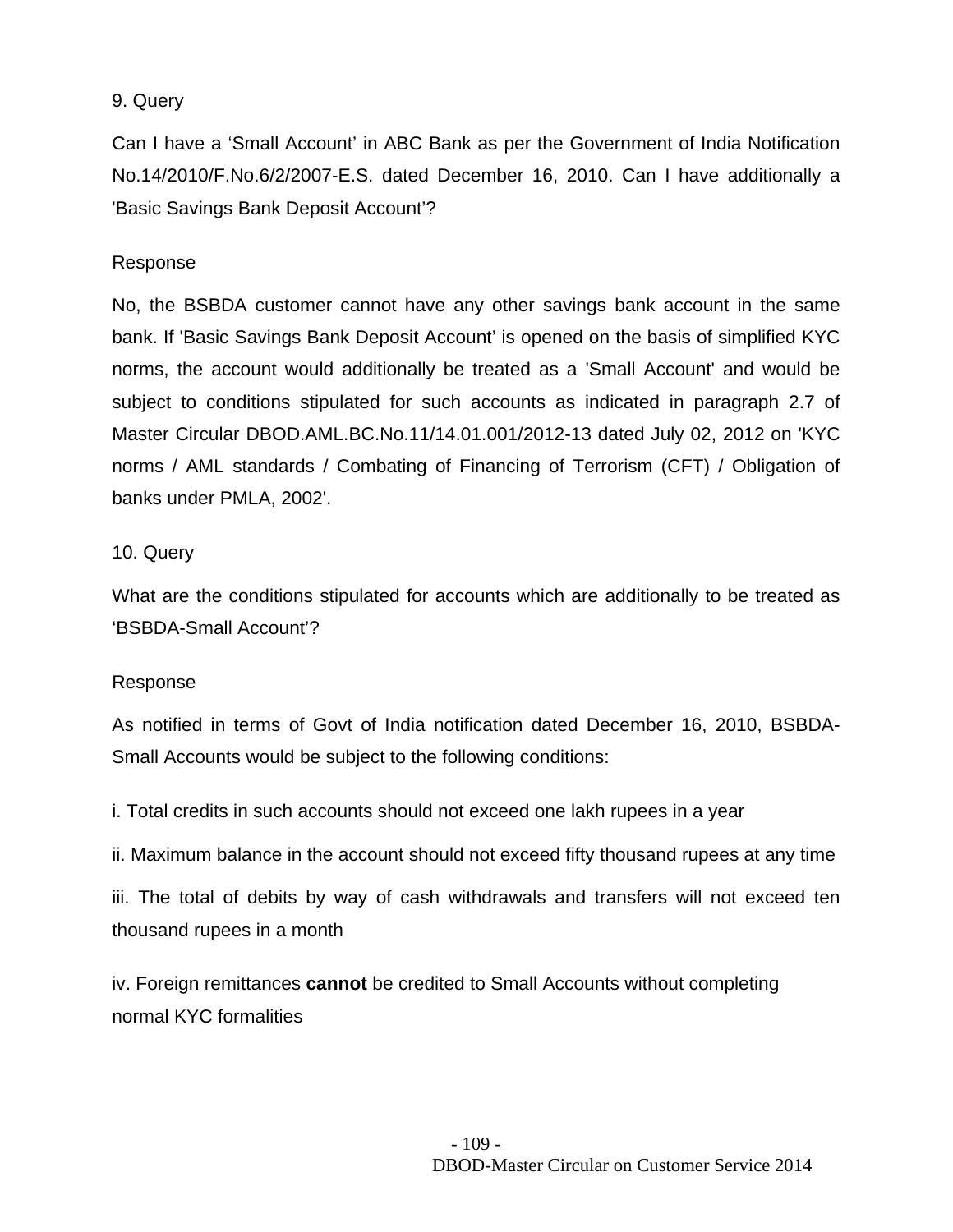9. Query

Can I have a 'Small Account' in ABC Bank as per the Government of India Notification No.14/2010/F.No.6/2/2007-E.S. dated December 16, 2010. Can I have additionally a 'Basic Savings Bank Deposit Account'?

Response

No, the BSBDA customer cannot have any other savings bank account in the same bank. If 'Basic Savings Bank Deposit Account' is opened on the basis of simplified KYC norms, the account would additionally be treated as a 'Small Account' and would be subject to conditions stipulated for such accounts as indicated in paragraph 2.7 of Master Circular DBOD.AML.BC.No.11/14.01.001/2012-13 dated July 02, 2012 on 'KYC norms / AML standards / Combating of Financing of Terrorism (CFT) / Obligation of banks under PMLA, 2002'.

10. Query

What are the conditions stipulated for accounts which are additionally to be treated as 'BSBDA-Small Account'?

Response

As notified in terms of Govt of India notification dated December 16, 2010, BSBDA-Small Accounts would be subject to the following conditions:

i. Total credits in such accounts should not exceed one lakh rupees in a year

ii. Maximum balance in the account should not exceed fifty thousand rupees at any time

iii. The total of debits by way of cash withdrawals and transfers will not exceed ten thousand rupees in a month

iv. Foreign remittances **cannot** be credited to Small Accounts without completing normal KYC formalities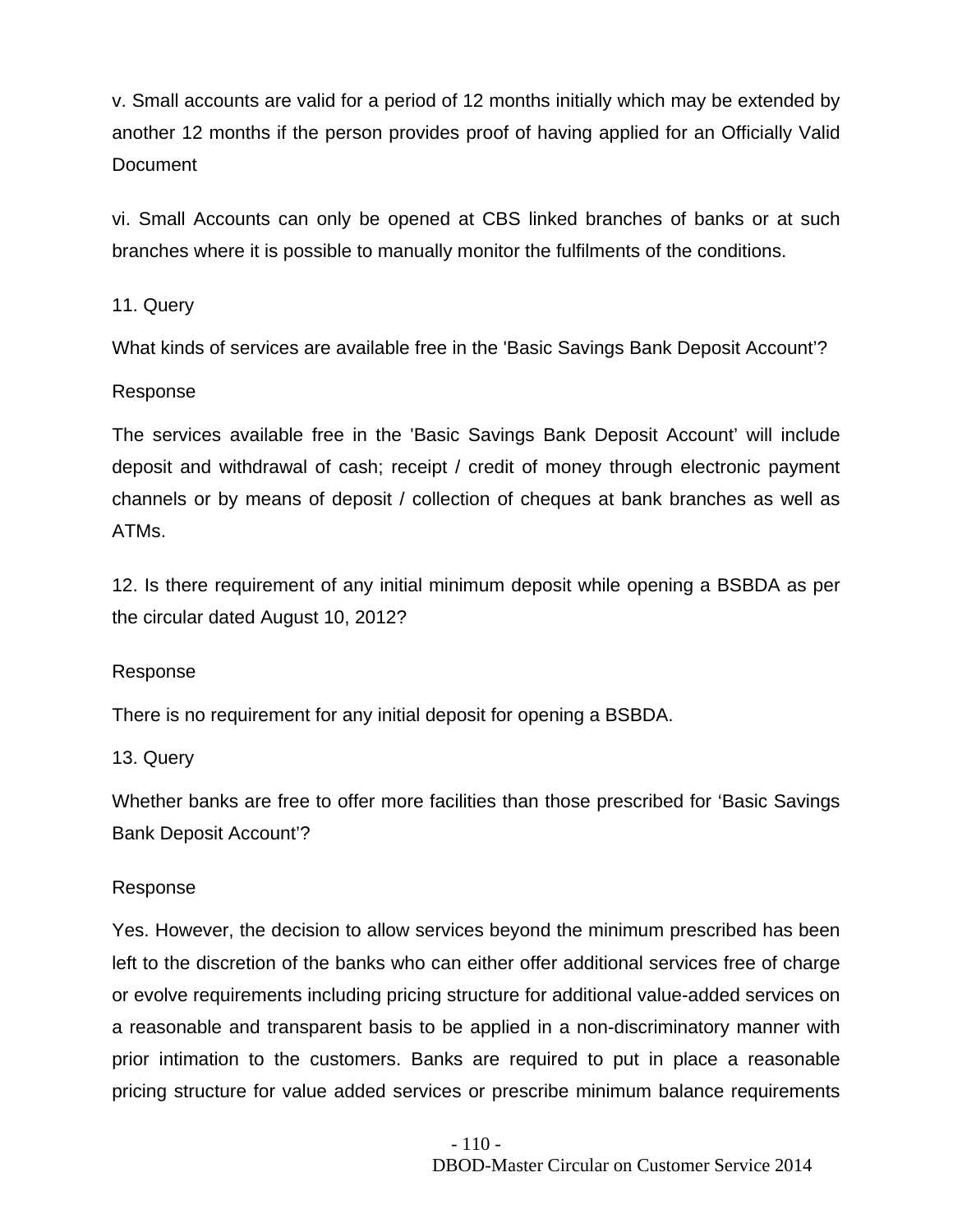v. Small accounts are valid for a period of 12 months initially which may be extended by another 12 months if the person provides proof of having applied for an Officially Valid Document

vi. Small Accounts can only be opened at CBS linked branches of banks or at such branches where it is possible to manually monitor the fulfilments of the conditions.

11. Query

What kinds of services are available free in the 'Basic Savings Bank Deposit Account'?

Response

The services available free in the 'Basic Savings Bank Deposit Account' will include deposit and withdrawal of cash; receipt / credit of money through electronic payment channels or by means of deposit / collection of cheques at bank branches as well as ATMs.

12. Is there requirement of any initial minimum deposit while opening a BSBDA as per the circular dated August 10, 2012?

Response

There is no requirement for any initial deposit for opening a BSBDA.

13. Query

Whether banks are free to offer more facilities than those prescribed for 'Basic Savings Bank Deposit Account'?

Response

Yes. However, the decision to allow services beyond the minimum prescribed has been left to the discretion of the banks who can either offer additional services free of charge or evolve requirements including pricing structure for additional value-added services on a reasonable and transparent basis to be applied in a non-discriminatory manner with prior intimation to the customers. Banks are required to put in place a reasonable pricing structure for value added services or prescribe minimum balance requirements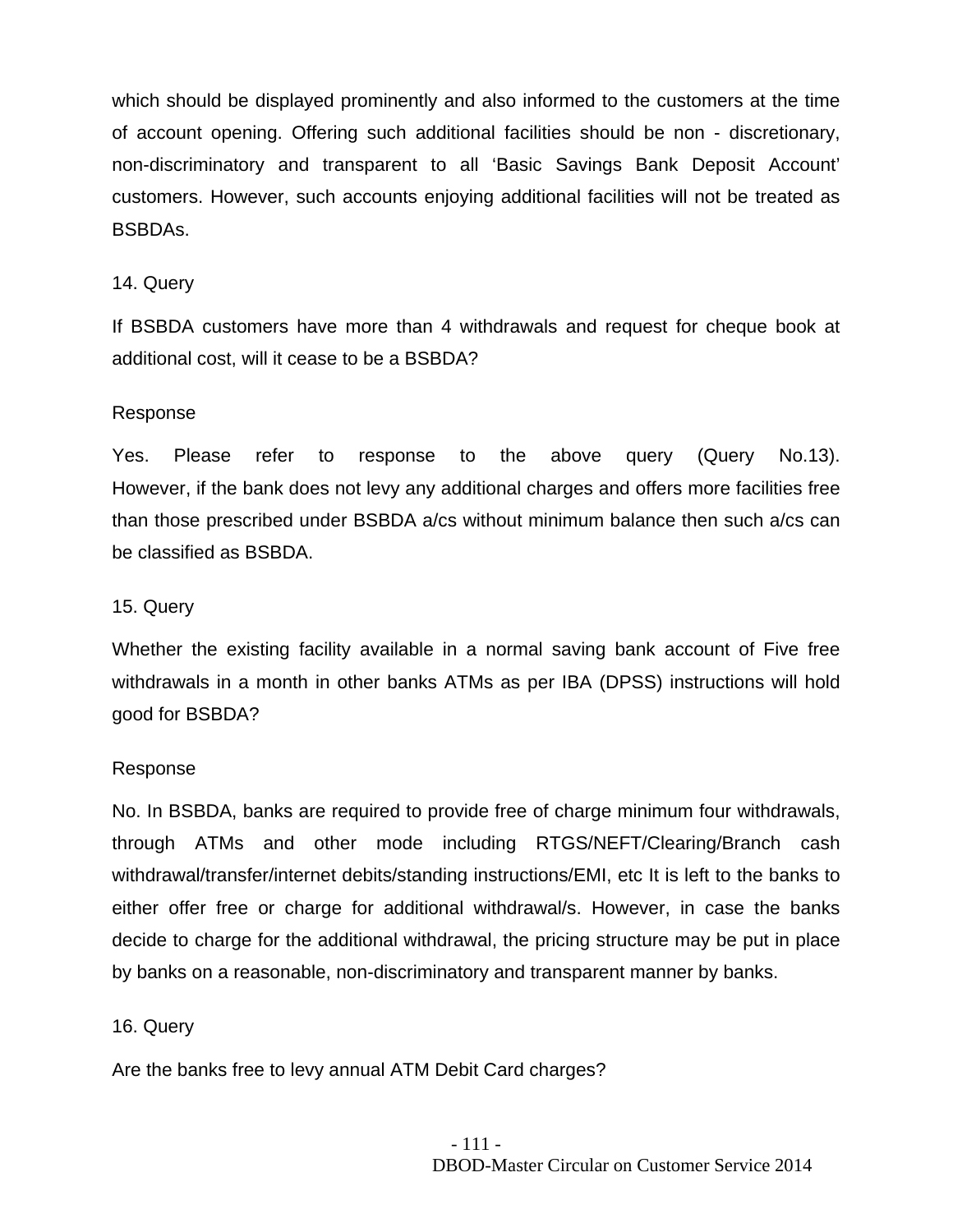which should be displayed prominently and also informed to the customers at the time of account opening. Offering such additional facilities should be non - discretionary, non-discriminatory and transparent to all ‘Basic Savings Bank Deposit Account’ customers. However, such accounts enjoying additional facilities will not be treated as BSBDAs.

14. Query

If BSBDA customers have more than 4 withdrawals and request for cheque book at additional cost, will it cease to be a BSBDA?

Response

Yes. Please refer to response to the above query (Query No.13). However, if the bank does not levy any additional charges and offers more facilities free than those prescribed under BSBDA a/cs without minimum balance then such a/cs can be classified as BSBDA.

15. Query

Whether the existing facility available in a normal saving bank account of Five free withdrawals in a month in other banks ATMs as per IBA (DPSS) instructions will hold good for BSBDA?

Response

No. In BSBDA, banks are required to provide free of charge minimum four withdrawals, through ATMs and other mode including RTGS/NEFT/Clearing/Branch cash withdrawal/transfer/internet debits/standing instructions/EMI, etc It is left to the banks to either offer free or charge for additional withdrawal/s. However, in case the banks decide to charge for the additional withdrawal, the pricing structure may be put in place by banks on a reasonable, non-discriminatory and transparent manner by banks.

16. Query

Are the banks free to levy annual ATM Debit Card charges?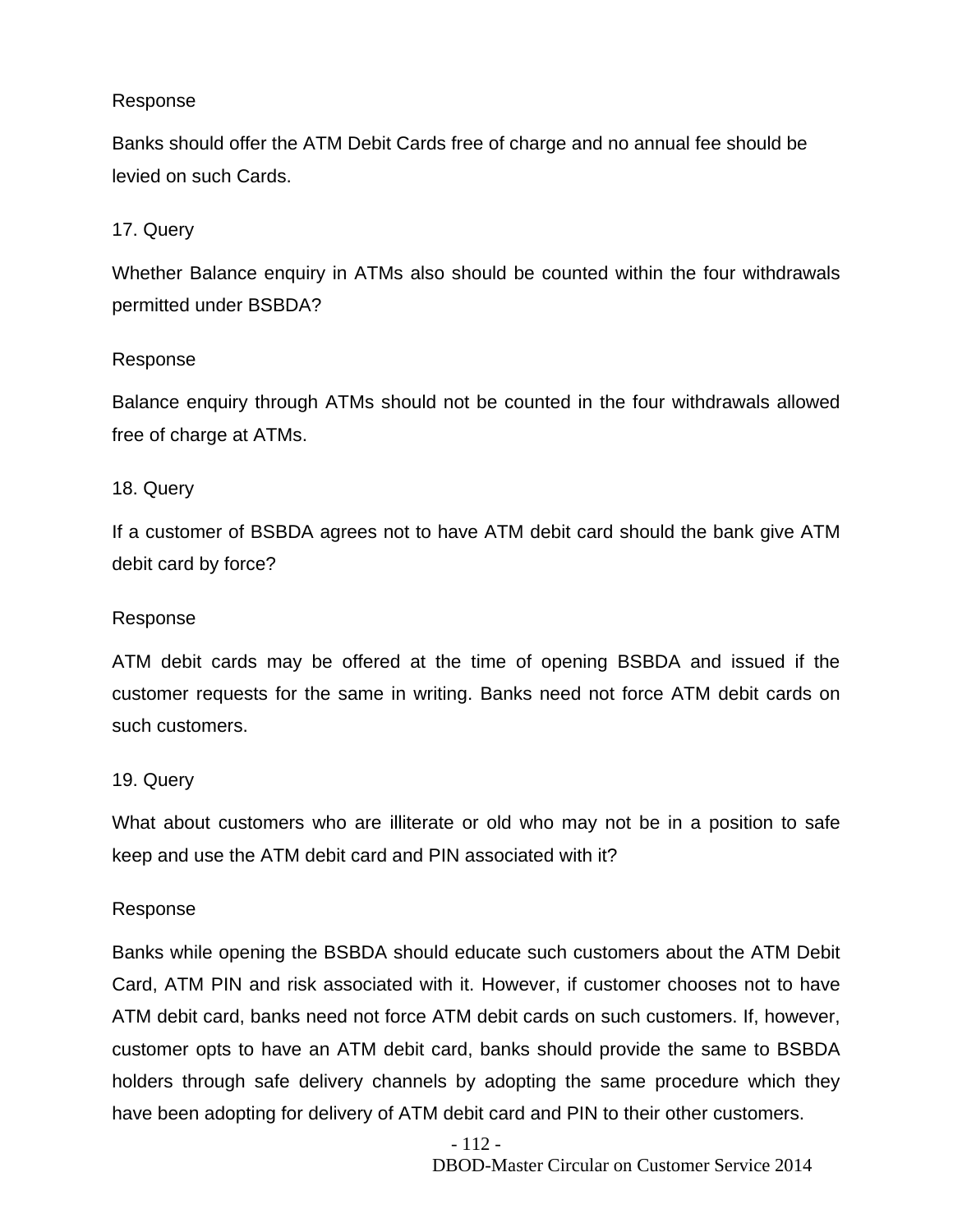Response

Banks should offer the ATM Debit Cards free of charge and no annual fee should be levied on such Cards.

17. Query

Whether Balance enquiry in ATMs also should be counted within the four withdrawals permitted under BSBDA?

Response

Balance enquiry through ATMs should not be counted in the four withdrawals allowed free of charge at ATMs.

18. Query

If a customer of BSBDA agrees not to have ATM debit card should the bank give ATM debit card by force?

Response

ATM debit cards may be offered at the time of opening BSBDA and issued if the customer requests for the same in writing. Banks need not force ATM debit cards on such customers.

19. Query

What about customers who are illiterate or old who may not be in a position to safe keep and use the ATM debit card and PIN associated with it?

Response

Banks while opening the BSBDA should educate such customers about the ATM Debit Card, ATM PIN and risk associated with it. However, if customer chooses not to have ATM debit card, banks need not force ATM debit cards on such customers. If, however, customer opts to have an ATM debit card, banks should provide the same to BSBDA holders through safe delivery channels by adopting the same procedure which they have been adopting for delivery of ATM debit card and PIN to their other customers.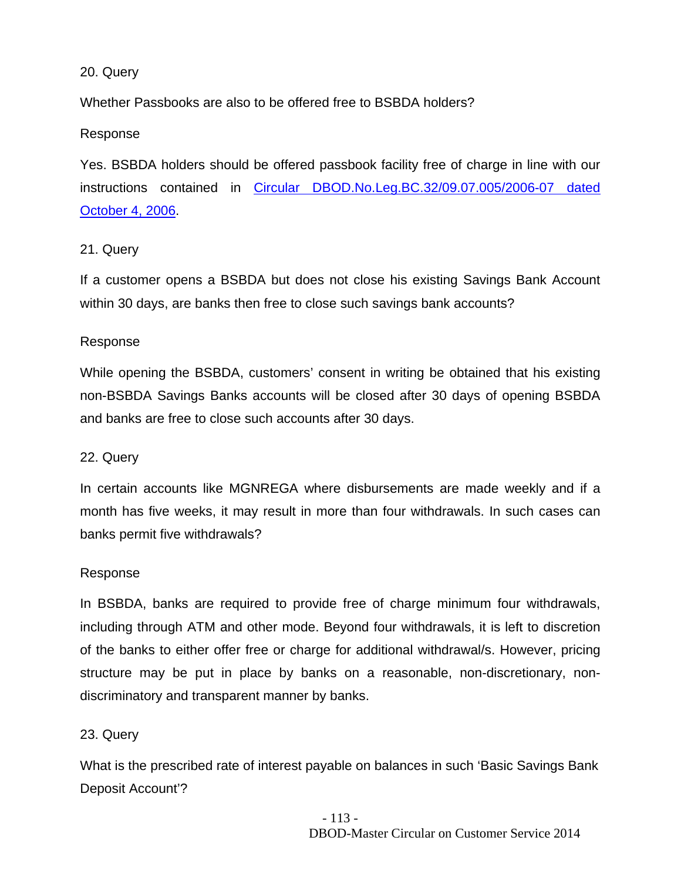20. Query

Whether Passbooks are also to be offered free to BSBDA holders?

Response

Yes. BSBDA holders should be offered passbook facility free of charge in line with our instructions contained in [Circular DBOD.No.Leg.BC.32/09.07.005/2006-07 dated October 4, 2006](#).

21. Query

If a customer opens a BSBDA but does not close his existing Savings Bank Account within 30 days, are banks then free to close such savings bank accounts?

Response

While opening the BSBDA, customers' consent in writing be obtained that his existing non-BSBDA Savings Banks accounts will be closed after 30 days of opening BSBDA and banks are free to close such accounts after 30 days.

22. Query

In certain accounts like MGNREGA where disbursements are made weekly and if a month has five weeks, it may result in more than four withdrawals. In such cases can banks permit five withdrawals?

Response

In BSBDA, banks are required to provide free of charge minimum four withdrawals, including through ATM and other mode. Beyond four withdrawals, it is left to discretion of the banks to either offer free or charge for additional withdrawal/s. However, pricing structure may be put in place by banks on a reasonable, non-discretionary, non-discriminatory and transparent manner by banks.

23. Query

What is the prescribed rate of interest payable on balances in such 'Basic Savings Bank Deposit Account'?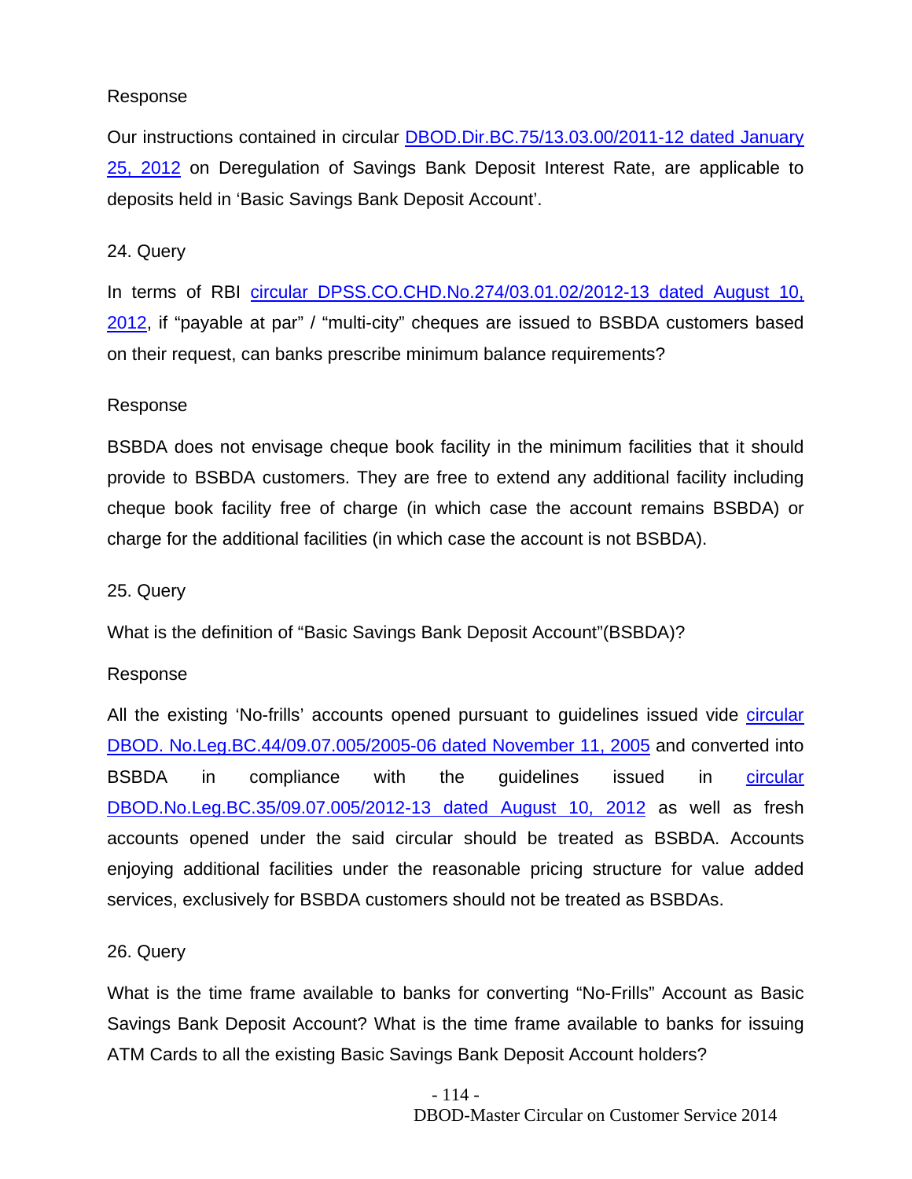Response

Our instructions contained in circular DBOD.Dir.BC.75/13.03.00/2011-12 dated January 25, 2012 on Deregulation of Savings Bank Deposit Interest Rate, are applicable to deposits held in 'Basic Savings Bank Deposit Account'.

24. Query

In terms of RBI circular DPSS.CO.CHD.No.274/03.01.02/2012-13 dated August 10, 2012, if "payable at par" / "multi-city" cheques are issued to BSBDA customers based on their request, can banks prescribe minimum balance requirements?

Response

BSBDA does not envisage cheque book facility in the minimum facilities that it should provide to BSBDA customers. They are free to extend any additional facility including cheque book facility free of charge (in which case the account remains BSBDA) or charge for the additional facilities (in which case the account is not BSBDA).

25. Query

What is the definition of "Basic Savings Bank Deposit Account"(BSBDA)?

Response

All the existing 'No-frills' accounts opened pursuant to guidelines issued vide circular DBOD. No.Leg.BC.44/09.07.005/2005-06 dated November 11, 2005 and converted into BSBDA in compliance with the guidelines issued in circular DBOD.No.Leg.BC.35/09.07.005/2012-13 dated August 10, 2012 as well as fresh accounts opened under the said circular should be treated as BSBDA. Accounts enjoying additional facilities under the reasonable pricing structure for value added services, exclusively for BSBDA customers should not be treated as BSBDAs.

26. Query

What is the time frame available to banks for converting "No-Frills" Account as Basic Savings Bank Deposit Account? What is the time frame available to banks for issuing ATM Cards to all the existing Basic Savings Bank Deposit Account holders?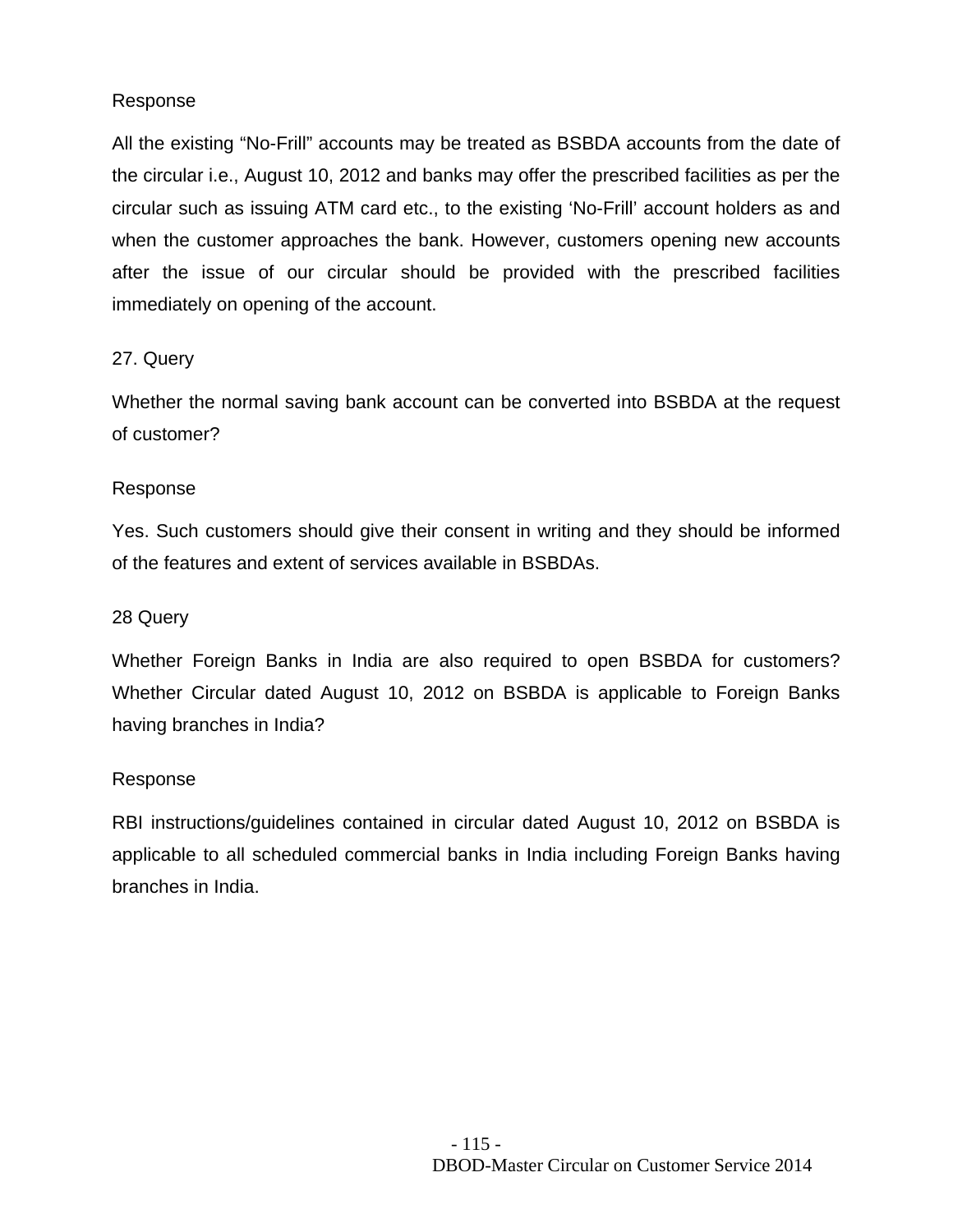Response

All the existing “No-Frill” accounts may be treated as BSBDA accounts from the date of the circular i.e., August 10, 2012 and banks may offer the prescribed facilities as per the circular such as issuing ATM card etc., to the existing ‘No-Frill’ account holders as and when the customer approaches the bank. However, customers opening new accounts after the issue of our circular should be provided with the prescribed facilities immediately on opening of the account.

27. Query

Whether the normal saving bank account can be converted into BSBDA at the request of customer?

Response

Yes. Such customers should give their consent in writing and they should be informed of the features and extent of services available in BSBDAs.

28 Query

Whether Foreign Banks in India are also required to open BSBDA for customers? Whether Circular dated August 10, 2012 on BSBDA is applicable to Foreign Banks having branches in India?

Response

RBI instructions/guidelines contained in circular dated August 10, 2012 on BSBDA is applicable to all scheduled commercial banks in India including Foreign Banks having branches in India.